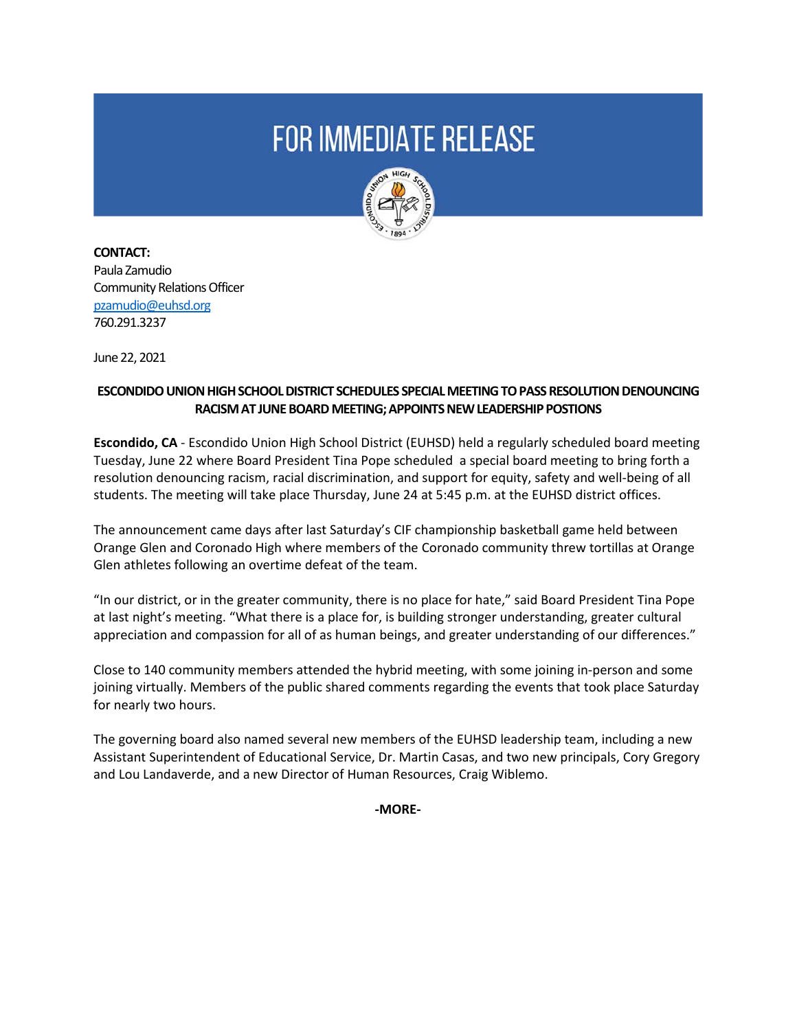# FOR IMMEDIATE RELEASE

**CONTACT:**
Paula Zamudio
Community Relations Officer
pzamudio@euhsd.org
760.291.3237

June 22, 2021

**ESCONDIDO UNION HIGH SCHOOL DISTRICT SCHEDULES SPECIAL MEETING TO PASS RESOLUTION DENOUNCING RACISM AT JUNE BOARD MEETING; APPOINTS NEW LEADERSHIP POSTIONS**

**Escondido, CA** - Escondido Union High School District (EUHSD) held a regularly scheduled board meeting Tuesday, June 22 where Board President Tina Pope scheduled a special board meeting to bring forth a resolution denouncing racism, racial discrimination, and support for equity, safety and well-being of all students. The meeting will take place Thursday, June 24 at 5:45 p.m. at the EUHSD district offices.

The announcement came days after last Saturday's CIF championship basketball game held between Orange Glen and Coronado High where members of the Coronado community threw tortillas at Orange Glen athletes following an overtime defeat of the team.

"In our district, or in the greater community, there is no place for hate," said Board President Tina Pope at last night's meeting. "What there is a place for, is building stronger understanding, greater cultural appreciation and compassion for all of as human beings, and greater understanding of our differences."

Close to 140 community members attended the hybrid meeting, with some joining in-person and some joining virtually. Members of the public shared comments regarding the events that took place Saturday for nearly two hours.

The governing board also named several new members of the EUHSD leadership team, including a new Assistant Superintendent of Educational Service, Dr. Martin Casas, and two new principals, Cory Gregory and Lou Landaverde, and a new Director of Human Resources, Craig Wiblemo.

**-MORE-**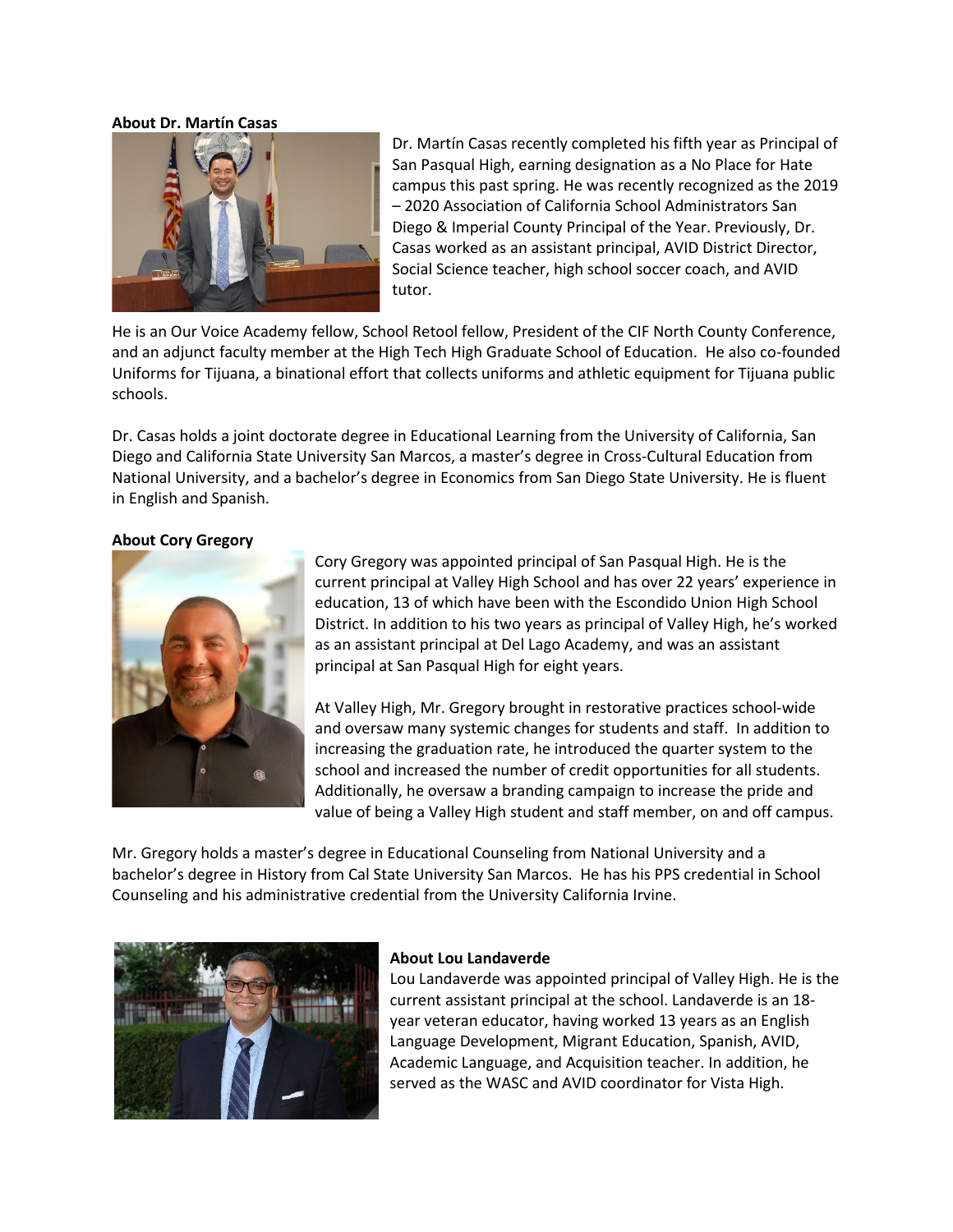**About Dr. Martín Casas**

Dr. Martín Casas recently completed his fifth year as Principal of San Pasqual High, earning designation as a No Place for Hate campus this past spring. He was recently recognized as the 2019 – 2020 Association of California School Administrators San Diego & Imperial County Principal of the Year. Previously, Dr. Casas worked as an assistant principal, AVID District Director, Social Science teacher, high school soccer coach, and AVID tutor.

He is an Our Voice Academy fellow, School Retool fellow, President of the CIF North County Conference, and an adjunct faculty member at the High Tech High Graduate School of Education. He also co-founded Uniforms for Tijuana, a binational effort that collects uniforms and athletic equipment for Tijuana public schools.

Dr. Casas holds a joint doctorate degree in Educational Learning from the University of California, San Diego and California State University San Marcos, a master's degree in Cross-Cultural Education from National University, and a bachelor's degree in Economics from San Diego State University. He is fluent in English and Spanish.

**About Cory Gregory**

Cory Gregory was appointed principal of San Pasqual High. He is the current principal at Valley High School and has over 22 years' experience in education, 13 of which have been with the Escondido Union High School District. In addition to his two years as principal of Valley High, he's worked as an assistant principal at Del Lago Academy, and was an assistant principal at San Pasqual High for eight years.

At Valley High, Mr. Gregory brought in restorative practices school-wide and oversaw many systemic changes for students and staff. In addition to increasing the graduation rate, he introduced the quarter system to the school and increased the number of credit opportunities for all students. Additionally, he oversaw a branding campaign to increase the pride and value of being a Valley High student and staff member, on and off campus.

Mr. Gregory holds a master's degree in Educational Counseling from National University and a bachelor's degree in History from Cal State University San Marcos. He has his PPS credential in School Counseling and his administrative credential from the University California Irvine.

**About Lou Landaverde**

Lou Landaverde was appointed principal of Valley High. He is the current assistant principal at the school. Landaverde is an 18-year veteran educator, having worked 13 years as an English Language Development, Migrant Education, Spanish, AVID, Academic Language, and Acquisition teacher. In addition, he served as the WASC and AVID coordinator for Vista High.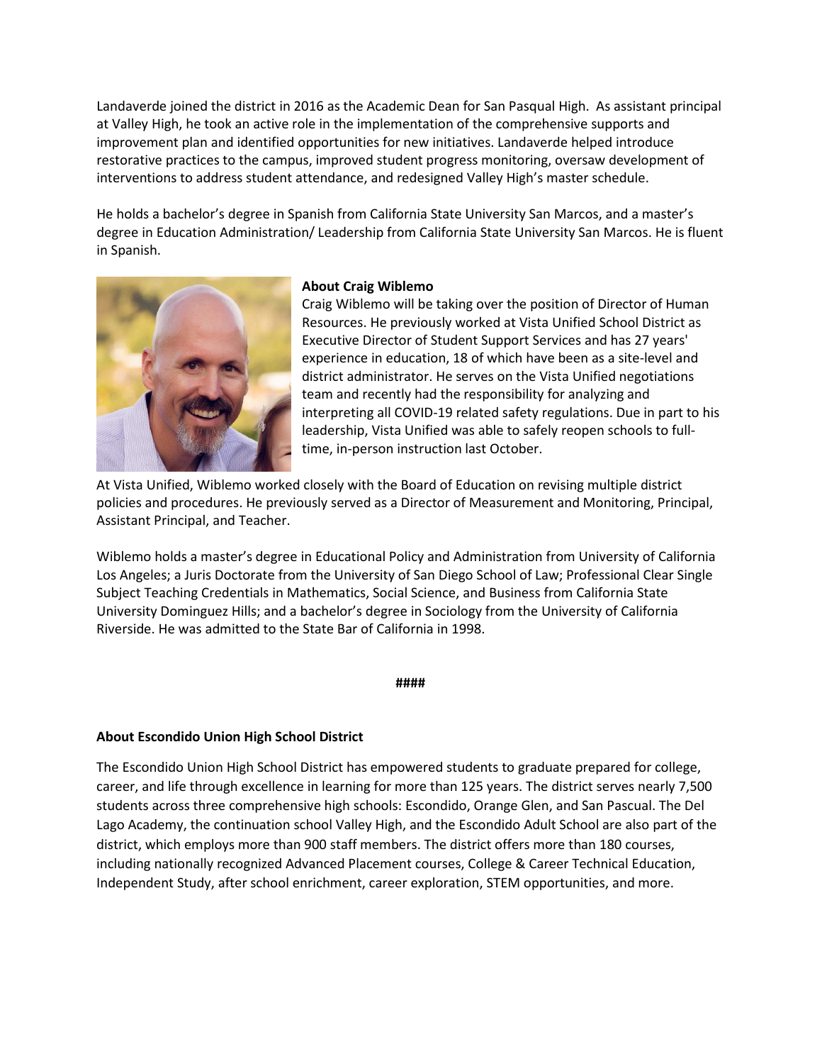Landaverde joined the district in 2016 as the Academic Dean for San Pasqual High. As assistant principal at Valley High, he took an active role in the implementation of the comprehensive supports and improvement plan and identified opportunities for new initiatives. Landaverde helped introduce restorative practices to the campus, improved student progress monitoring, oversaw development of interventions to address student attendance, and redesigned Valley High's master schedule.

He holds a bachelor's degree in Spanish from California State University San Marcos, and a master's degree in Education Administration/ Leadership from California State University San Marcos. He is fluent in Spanish.

**About Craig Wiblemo**

Craig Wiblemo will be taking over the position of Director of Human Resources. He previously worked at Vista Unified School District as Executive Director of Student Support Services and has 27 years' experience in education, 18 of which have been as a site-level and district administrator. He serves on the Vista Unified negotiations team and recently had the responsibility for analyzing and interpreting all COVID-19 related safety regulations. Due in part to his leadership, Vista Unified was able to safely reopen schools to full-time, in-person instruction last October.

At Vista Unified, Wiblemo worked closely with the Board of Education on revising multiple district policies and procedures. He previously served as a Director of Measurement and Monitoring, Principal, Assistant Principal, and Teacher.

Wiblemo holds a master's degree in Educational Policy and Administration from University of California Los Angeles; a Juris Doctorate from the University of San Diego School of Law; Professional Clear Single Subject Teaching Credentials in Mathematics, Social Science, and Business from California State University Dominguez Hills; and a bachelor's degree in Sociology from the University of California Riverside. He was admitted to the State Bar of California in 1998.

**####**

**About Escondido Union High School District**

The Escondido Union High School District has empowered students to graduate prepared for college, career, and life through excellence in learning for more than 125 years. The district serves nearly 7,500 students across three comprehensive high schools: Escondido, Orange Glen, and San Pascual. The Del Lago Academy, the continuation school Valley High, and the Escondido Adult School are also part of the district, which employs more than 900 staff members. The district offers more than 180 courses, including nationally recognized Advanced Placement courses, College & Career Technical Education, Independent Study, after school enrichment, career exploration, STEM opportunities, and more.